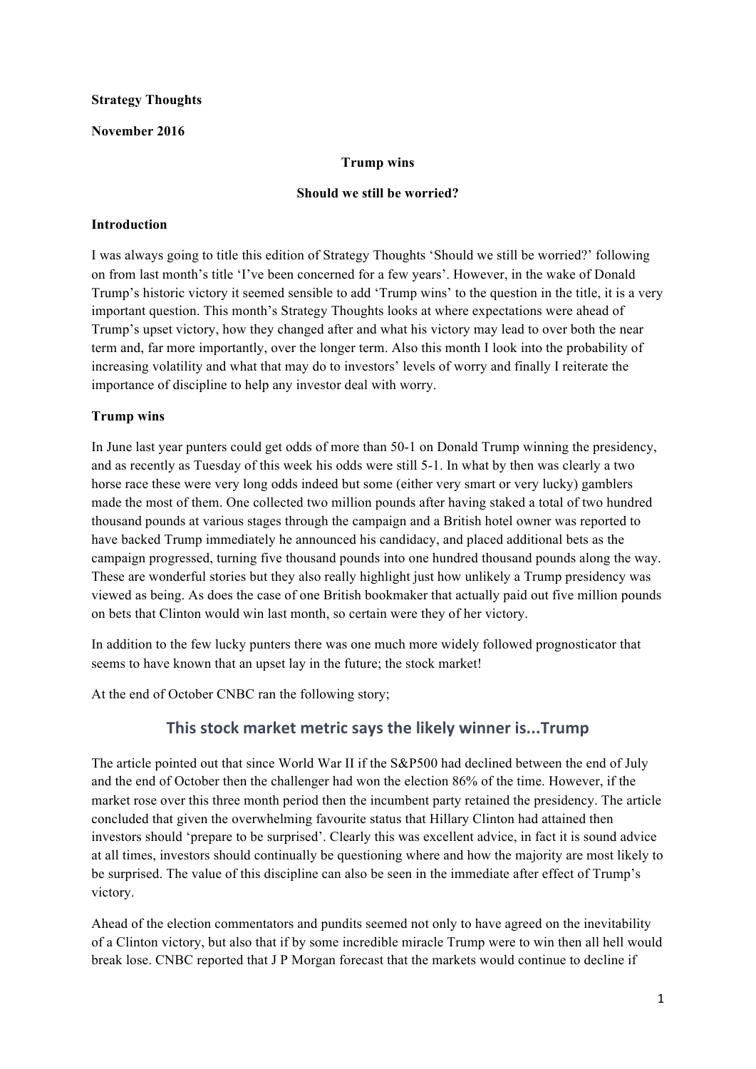**Strategy Thoughts**

**November 2016**

# Trump wins

## Should we still be worried?

### Introduction

I was always going to title this edition of Strategy Thoughts 'Should we still be worried?' following on from last month's title 'I've been concerned for a few years'. However, in the wake of Donald Trump's historic victory it seemed sensible to add 'Trump wins' to the question in the title, it is a very important question. This month's Strategy Thoughts looks at where expectations were ahead of Trump's upset victory, how they changed after and what his victory may lead to over both the near term and, far more importantly, over the longer term. Also this month I look into the probability of increasing volatility and what that may do to investors' levels of worry and finally I reiterate the importance of discipline to help any investor deal with worry.

### Trump wins

In June last year punters could get odds of more than 50-1 on Donald Trump winning the presidency, and as recently as Tuesday of this week his odds were still 5-1. In what by then was clearly a two horse race these were very long odds indeed but some (either very smart or very lucky) gamblers made the most of them. One collected two million pounds after having staked a total of two hundred thousand pounds at various stages through the campaign and a British hotel owner was reported to have backed Trump immediately he announced his candidacy, and placed additional bets as the campaign progressed, turning five thousand pounds into one hundred thousand pounds along the way. These are wonderful stories but they also really highlight just how unlikely a Trump presidency was viewed as being. As does the case of one British bookmaker that actually paid out five million pounds on bets that Clinton would win last month, so certain were they of her victory.

In addition to the few lucky punters there was one much more widely followed prognosticator that seems to have known that an upset lay in the future; the stock market!

At the end of October CNBC ran the following story;

**This stock market metric says the likely winner is...Trump**

The article pointed out that since World War II if the S&P500 had declined between the end of July and the end of October then the challenger had won the election 86% of the time. However, if the market rose over this three month period then the incumbent party retained the presidency. The article concluded that given the overwhelming favourite status that Hillary Clinton had attained then investors should 'prepare to be surprised'. Clearly this was excellent advice, in fact it is sound advice at all times, investors should continually be questioning where and how the majority are most likely to be surprised. The value of this discipline can also be seen in the immediate after effect of Trump's victory.

Ahead of the election commentators and pundits seemed not only to have agreed on the inevitability of a Clinton victory, but also that if by some incredible miracle Trump were to win then all hell would break lose. CNBC reported that J P Morgan forecast that the markets would continue to decline if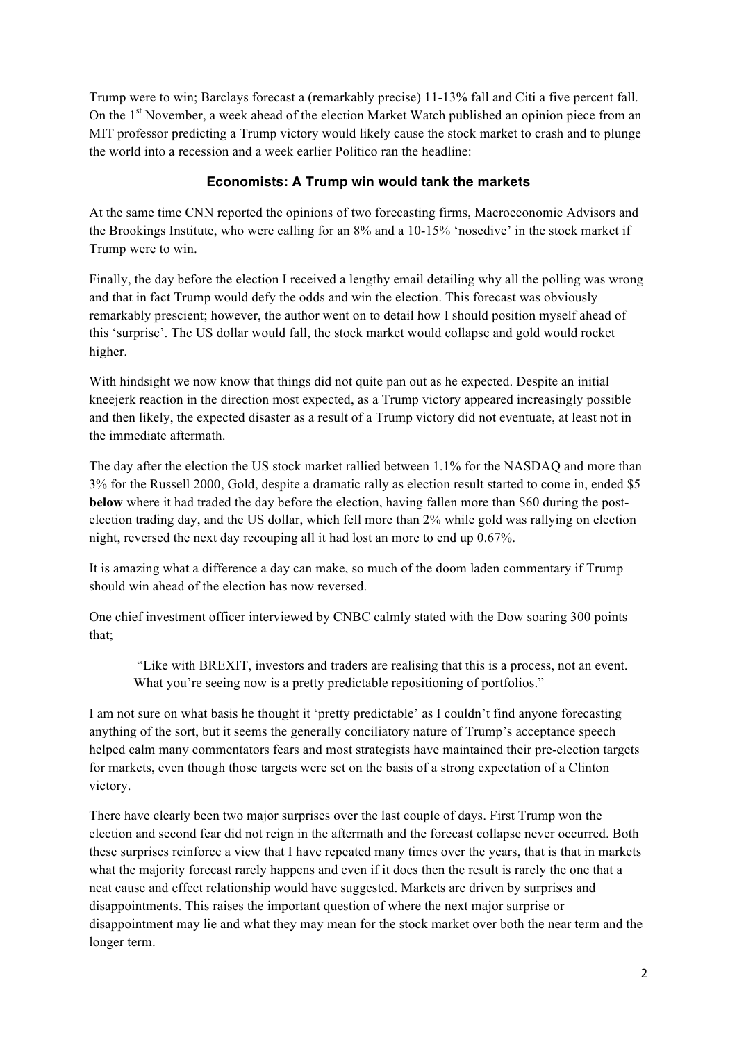Trump were to win; Barclays forecast a (remarkably precise) 11-13% fall and Citi a five percent fall. On the 1st November, a week ahead of the election Market Watch published an opinion piece from an MIT professor predicting a Trump victory would likely cause the stock market to crash and to plunge the world into a recession and a week earlier Politico ran the headline:

**Economists: A Trump win would tank the markets**

At the same time CNN reported the opinions of two forecasting firms, Macroeconomic Advisors and the Brookings Institute, who were calling for an 8% and a 10-15% 'nosedive' in the stock market if Trump were to win.

Finally, the day before the election I received a lengthy email detailing why all the polling was wrong and that in fact Trump would defy the odds and win the election. This forecast was obviously remarkably prescient; however, the author went on to detail how I should position myself ahead of this 'surprise'. The US dollar would fall, the stock market would collapse and gold would rocket higher.

With hindsight we now know that things did not quite pan out as he expected. Despite an initial kneejerk reaction in the direction most expected, as a Trump victory appeared increasingly possible and then likely, the expected disaster as a result of a Trump victory did not eventuate, at least not in the immediate aftermath.

The day after the election the US stock market rallied between 1.1% for the NASDAQ and more than 3% for the Russell 2000, Gold, despite a dramatic rally as election result started to come in, ended $5 **below** where it had traded the day before the election, having fallen more than $60 during the post-election trading day, and the US dollar, which fell more than 2% while gold was rallying on election night, reversed the next day recouping all it had lost an more to end up 0.67%.

It is amazing what a difference a day can make, so much of the doom laden commentary if Trump should win ahead of the election has now reversed.

One chief investment officer interviewed by CNBC calmly stated with the Dow soaring 300 points that;

> "Like with BREXIT, investors and traders are realising that this is a process, not an event. What you're seeing now is a pretty predictable repositioning of portfolios."

I am not sure on what basis he thought it 'pretty predictable' as I couldn't find anyone forecasting anything of the sort, but it seems the generally conciliatory nature of Trump's acceptance speech helped calm many commentators fears and most strategists have maintained their pre-election targets for markets, even though those targets were set on the basis of a strong expectation of a Clinton victory.

There have clearly been two major surprises over the last couple of days. First Trump won the election and second fear did not reign in the aftermath and the forecast collapse never occurred. Both these surprises reinforce a view that I have repeated many times over the years, that is that in markets what the majority forecast rarely happens and even if it does then the result is rarely the one that a neat cause and effect relationship would have suggested. Markets are driven by surprises and disappointments. This raises the important question of where the next major surprise or disappointment may lie and what they may mean for the stock market over both the near term and the longer term.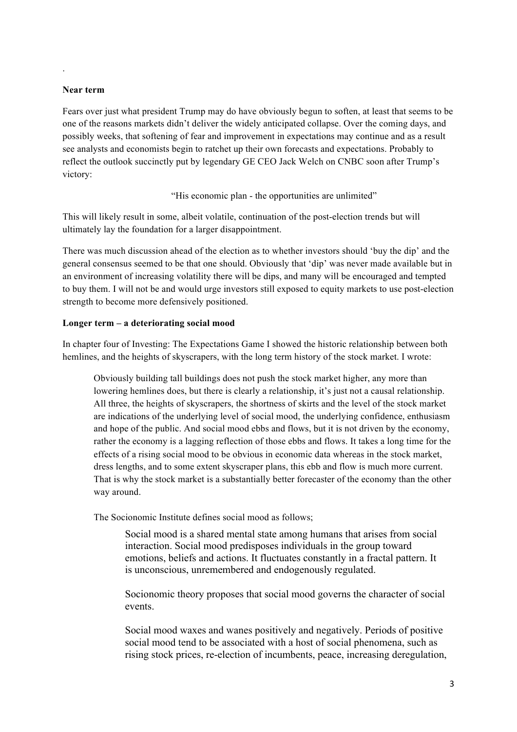.

**Near term**

Fears over just what president Trump may do have obviously begun to soften, at least that seems to be one of the reasons markets didn't deliver the widely anticipated collapse. Over the coming days, and possibly weeks, that softening of fear and improvement in expectations may continue and as a result see analysts and economists begin to ratchet up their own forecasts and expectations. Probably to reflect the outlook succinctly put by legendary GE CEO Jack Welch on CNBC soon after Trump's victory:

"His economic plan - the opportunities are unlimited"

This will likely result in some, albeit volatile, continuation of the post-election trends but will ultimately lay the foundation for a larger disappointment.

There was much discussion ahead of the election as to whether investors should 'buy the dip' and the general consensus seemed to be that one should. Obviously that 'dip' was never made available but in an environment of increasing volatility there will be dips, and many will be encouraged and tempted to buy them. I will not be and would urge investors still exposed to equity markets to use post-election strength to become more defensively positioned.

**Longer term – a deteriorating social mood**

In chapter four of Investing: The Expectations Game I showed the historic relationship between both hemlines, and the heights of skyscrapers, with the long term history of the stock market. I wrote:

> Obviously building tall buildings does not push the stock market higher, any more than lowering hemlines does, but there is clearly a relationship, it's just not a causal relationship. All three, the heights of skyscrapers, the shortness of skirts and the level of the stock market are indications of the underlying level of social mood, the underlying confidence, enthusiasm and hope of the public. And social mood ebbs and flows, but it is not driven by the economy, rather the economy is a lagging reflection of those ebbs and flows. It takes a long time for the effects of a rising social mood to be obvious in economic data whereas in the stock market, dress lengths, and to some extent skyscraper plans, this ebb and flow is much more current. That is why the stock market is a substantially better forecaster of the economy than the other way around.
>
> The Socionomic Institute defines social mood as follows;
>
>> Social mood is a shared mental state among humans that arises from social interaction. Social mood predisposes individuals in the group toward emotions, beliefs and actions. It fluctuates constantly in a fractal pattern. It is unconscious, unremembered and endogenously regulated.
>>
>> Socionomic theory proposes that social mood governs the character of social events.
>>
>> Social mood waxes and wanes positively and negatively. Periods of positive social mood tend to be associated with a host of social phenomena, such as rising stock prices, re-election of incumbents, peace, increasing deregulation,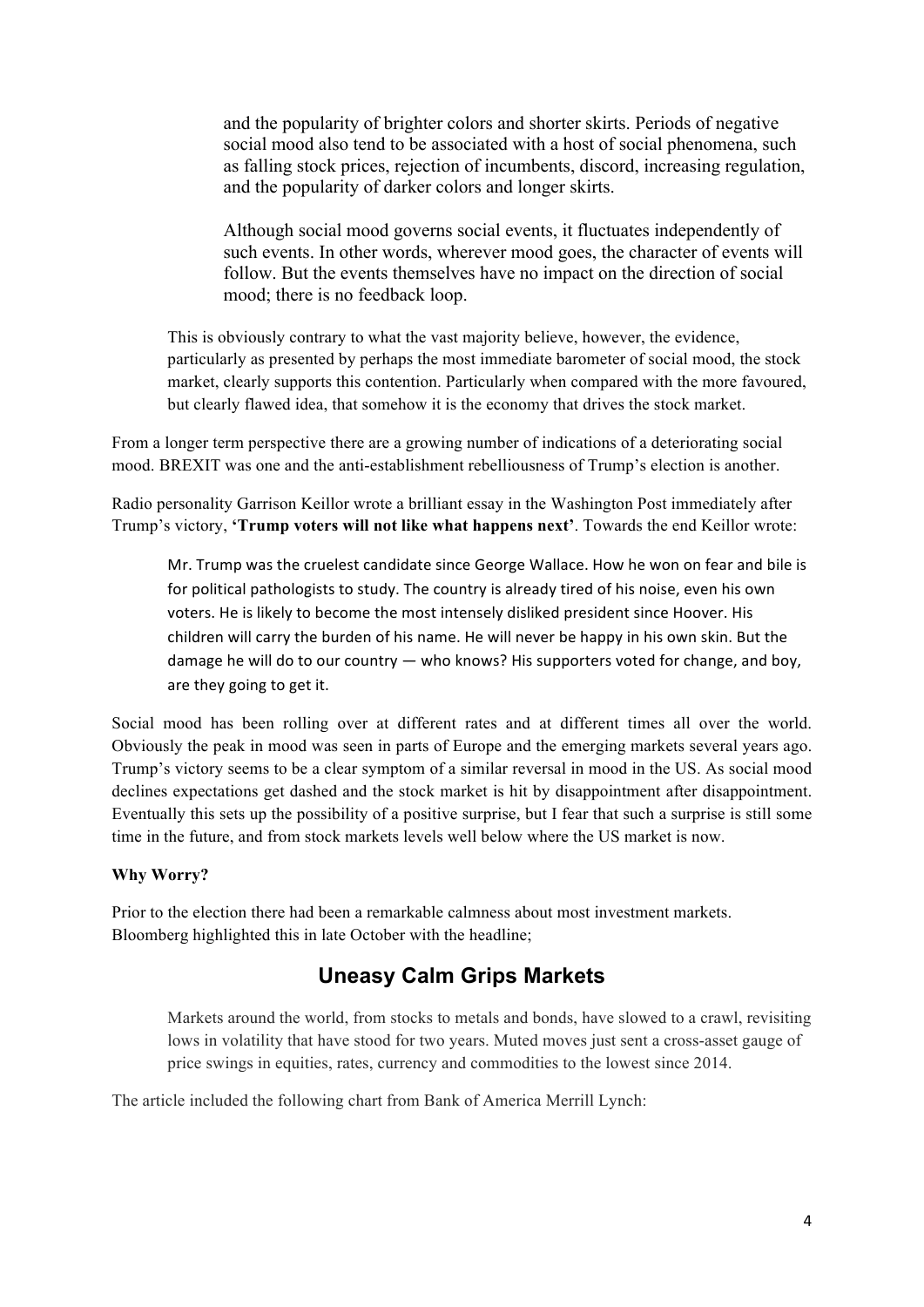> and the popularity of brighter colors and shorter skirts. Periods of negative social mood also tend to be associated with a host of social phenomena, such as falling stock prices, rejection of incumbents, discord, increasing regulation, and the popularity of darker colors and longer skirts.
>
> Although social mood governs social events, it fluctuates independently of such events. In other words, wherever mood goes, the character of events will follow. But the events themselves have no impact on the direction of social mood; there is no feedback loop.

This is obviously contrary to what the vast majority believe, however, the evidence, particularly as presented by perhaps the most immediate barometer of social mood, the stock market, clearly supports this contention. Particularly when compared with the more favoured, but clearly flawed idea, that somehow it is the economy that drives the stock market.

From a longer term perspective there are a growing number of indications of a deteriorating social mood. BREXIT was one and the anti-establishment rebelliousness of Trump's election is another.

Radio personality Garrison Keillor wrote a brilliant essay in the Washington Post immediately after Trump's victory, **'Trump voters will not like what happens next'**. Towards the end Keillor wrote:

> Mr. Trump was the cruelest candidate since George Wallace. How he won on fear and bile is for political pathologists to study. The country is already tired of his noise, even his own voters. He is likely to become the most intensely disliked president since Hoover. His children will carry the burden of his name. He will never be happy in his own skin. But the damage he will do to our country — who knows? His supporters voted for change, and boy, are they going to get it.

Social mood has been rolling over at different rates and at different times all over the world. Obviously the peak in mood was seen in parts of Europe and the emerging markets several years ago. Trump's victory seems to be a clear symptom of a similar reversal in mood in the US. As social mood declines expectations get dashed and the stock market is hit by disappointment after disappointment. Eventually this sets up the possibility of a positive surprise, but I fear that such a surprise is still some time in the future, and from stock markets levels well below where the US market is now.

**Why Worry?**

Prior to the election there had been a remarkable calmness about most investment markets. Bloomberg highlighted this in late October with the headline;

## Uneasy Calm Grips Markets

> Markets around the world, from stocks to metals and bonds, have slowed to a crawl, revisiting lows in volatility that have stood for two years. Muted moves just sent a cross-asset gauge of price swings in equities, rates, currency and commodities to the lowest since 2014.

The article included the following chart from Bank of America Merrill Lynch: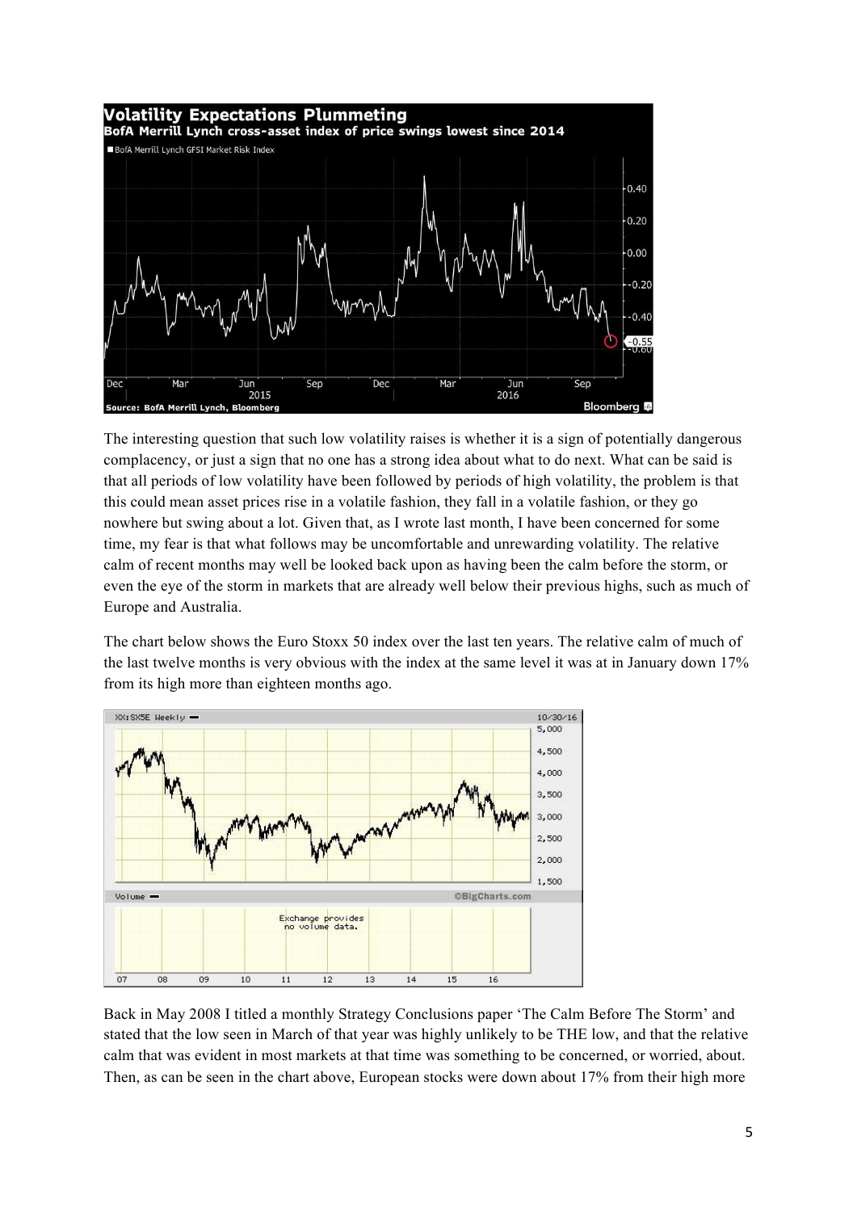**Volatility Expectations Plummeting**
BofA Merrill Lynch cross-asset index of price swings lowest since 2014

BofA Merrill Lynch GFSI Market Risk Index

0.40
0.20
0.00
-0.20
-0.40
-0.55
-0.60

Dec
Mar
Jun
2015
Sep
Dec
Mar
Jun
2016
Sep

Source: BofA Merrill Lynch, Bloomberg
Bloomberg

The interesting question that such low volatility raises is whether it is a sign of potentially dangerous complacency, or just a sign that no one has a strong idea about what to do next. What can be said is that all periods of low volatility have been followed by periods of high volatility, the problem is that this could mean asset prices rise in a volatile fashion, they fall in a volatile fashion, or they go nowhere but swing about a lot. Given that, as I wrote last month, I have been concerned for some time, my fear is that what follows may be uncomfortable and unrewarding volatility. The relative calm of recent months may well be looked back upon as having been the calm before the storm, or even the eye of the storm in markets that are already well below their previous highs, such as much of Europe and Australia.

The chart below shows the Euro Stoxx 50 index over the last ten years. The relative calm of much of the last twelve months is very obvious with the index at the same level it was at in January down 17% from its high more than eighteen months ago.

XX:SX5E Weekly
10/30/16
5,000
4,500
4,000
3,500
3,000
2,500
2,000
1,500

Volume
©BigCharts.com
Exchange provides no volume data.

07
08
09
10
11
12
13
14
15
16

Back in May 2008 I titled a monthly Strategy Conclusions paper 'The Calm Before The Storm' and stated that the low seen in March of that year was highly unlikely to be THE low, and that the relative calm that was evident in most markets at that time was something to be concerned, or worried, about. Then, as can be seen in the chart above, European stocks were down about 17% from their high more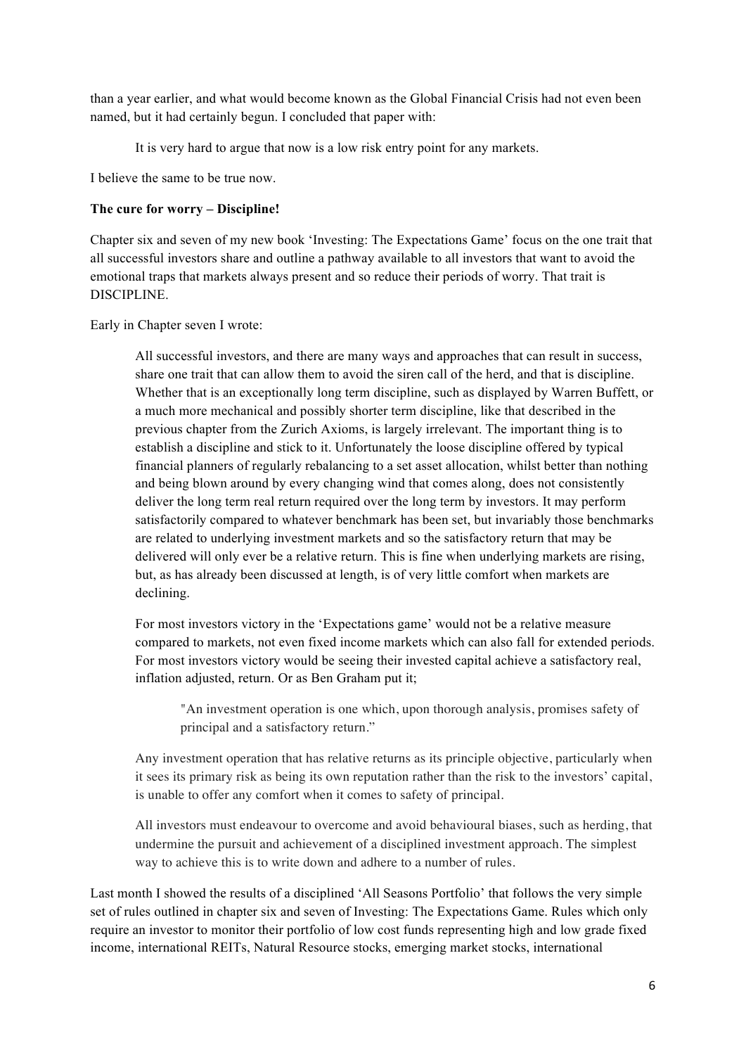than a year earlier, and what would become known as the Global Financial Crisis had not even been named, but it had certainly begun. I concluded that paper with:

> It is very hard to argue that now is a low risk entry point for any markets.

I believe the same to be true now.

**The cure for worry – Discipline!**

Chapter six and seven of my new book 'Investing: The Expectations Game' focus on the one trait that all successful investors share and outline a pathway available to all investors that want to avoid the emotional traps that markets always present and so reduce their periods of worry. That trait is DISCIPLINE.

Early in Chapter seven I wrote:

> All successful investors, and there are many ways and approaches that can result in success, share one trait that can allow them to avoid the siren call of the herd, and that is discipline. Whether that is an exceptionally long term discipline, such as displayed by Warren Buffett, or a much more mechanical and possibly shorter term discipline, like that described in the previous chapter from the Zurich Axioms, is largely irrelevant. The important thing is to establish a discipline and stick to it. Unfortunately the loose discipline offered by typical financial planners of regularly rebalancing to a set asset allocation, whilst better than nothing and being blown around by every changing wind that comes along, does not consistently deliver the long term real return required over the long term by investors. It may perform satisfactorily compared to whatever benchmark has been set, but invariably those benchmarks are related to underlying investment markets and so the satisfactory return that may be delivered will only ever be a relative return. This is fine when underlying markets are rising, but, as has already been discussed at length, is of very little comfort when markets are declining.
>
> For most investors victory in the 'Expectations game' would not be a relative measure compared to markets, not even fixed income markets which can also fall for extended periods. For most investors victory would be seeing their invested capital achieve a satisfactory real, inflation adjusted, return. Or as Ben Graham put it;
>
> > "An investment operation is one which, upon thorough analysis, promises safety of principal and a satisfactory return."
>
> Any investment operation that has relative returns as its principle objective, particularly when it sees its primary risk as being its own reputation rather than the risk to the investors' capital, is unable to offer any comfort when it comes to safety of principal.
>
> All investors must endeavour to overcome and avoid behavioural biases, such as herding, that undermine the pursuit and achievement of a disciplined investment approach. The simplest way to achieve this is to write down and adhere to a number of rules.

Last month I showed the results of a disciplined 'All Seasons Portfolio' that follows the very simple set of rules outlined in chapter six and seven of Investing: The Expectations Game. Rules which only require an investor to monitor their portfolio of low cost funds representing high and low grade fixed income, international REITs, Natural Resource stocks, emerging market stocks, international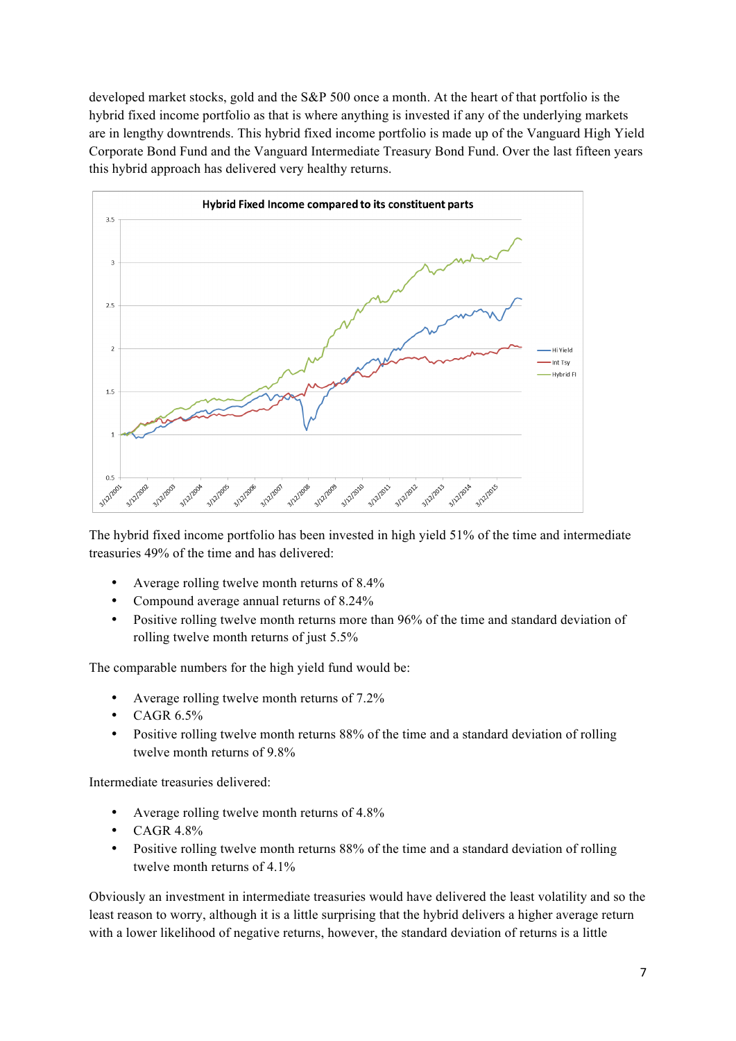developed market stocks, gold and the S&P 500 once a month. At the heart of that portfolio is the hybrid fixed income portfolio as that is where anything is invested if any of the underlying markets are in lengthy downtrends. This hybrid fixed income portfolio is made up of the Vanguard High Yield Corporate Bond Fund and the Vanguard Intermediate Treasury Bond Fund. Over the last fifteen years this hybrid approach has delivered very healthy returns.

**Hybrid Fixed Income compared to its constituent parts**

3.5
3
2.5
2
1.5
1
0.5

3/12/2001
3/12/2002
3/12/2003
3/12/2004
3/12/2005
3/12/2006
3/12/2007
3/12/2008
3/12/2009
3/12/2010
3/12/2011
3/12/2012
3/12/2013
3/12/2014
3/12/2015

Hi Yield
Int Tsy
Hybrid FI

The hybrid fixed income portfolio has been invested in high yield 51% of the time and intermediate treasuries 49% of the time and has delivered:

- Average rolling twelve month returns of 8.4%
- Compound average annual returns of 8.24%
- Positive rolling twelve month returns more than 96% of the time and standard deviation of rolling twelve month returns of just 5.5%

The comparable numbers for the high yield fund would be:

- Average rolling twelve month returns of 7.2%
- CAGR 6.5%
- Positive rolling twelve month returns 88% of the time and a standard deviation of rolling twelve month returns of 9.8%

Intermediate treasuries delivered:

- Average rolling twelve month returns of 4.8%
- CAGR 4.8%
- Positive rolling twelve month returns 88% of the time and a standard deviation of rolling twelve month returns of 4.1%

Obviously an investment in intermediate treasuries would have delivered the least volatility and so the least reason to worry, although it is a little surprising that the hybrid delivers a higher average return with a lower likelihood of negative returns, however, the standard deviation of returns is a little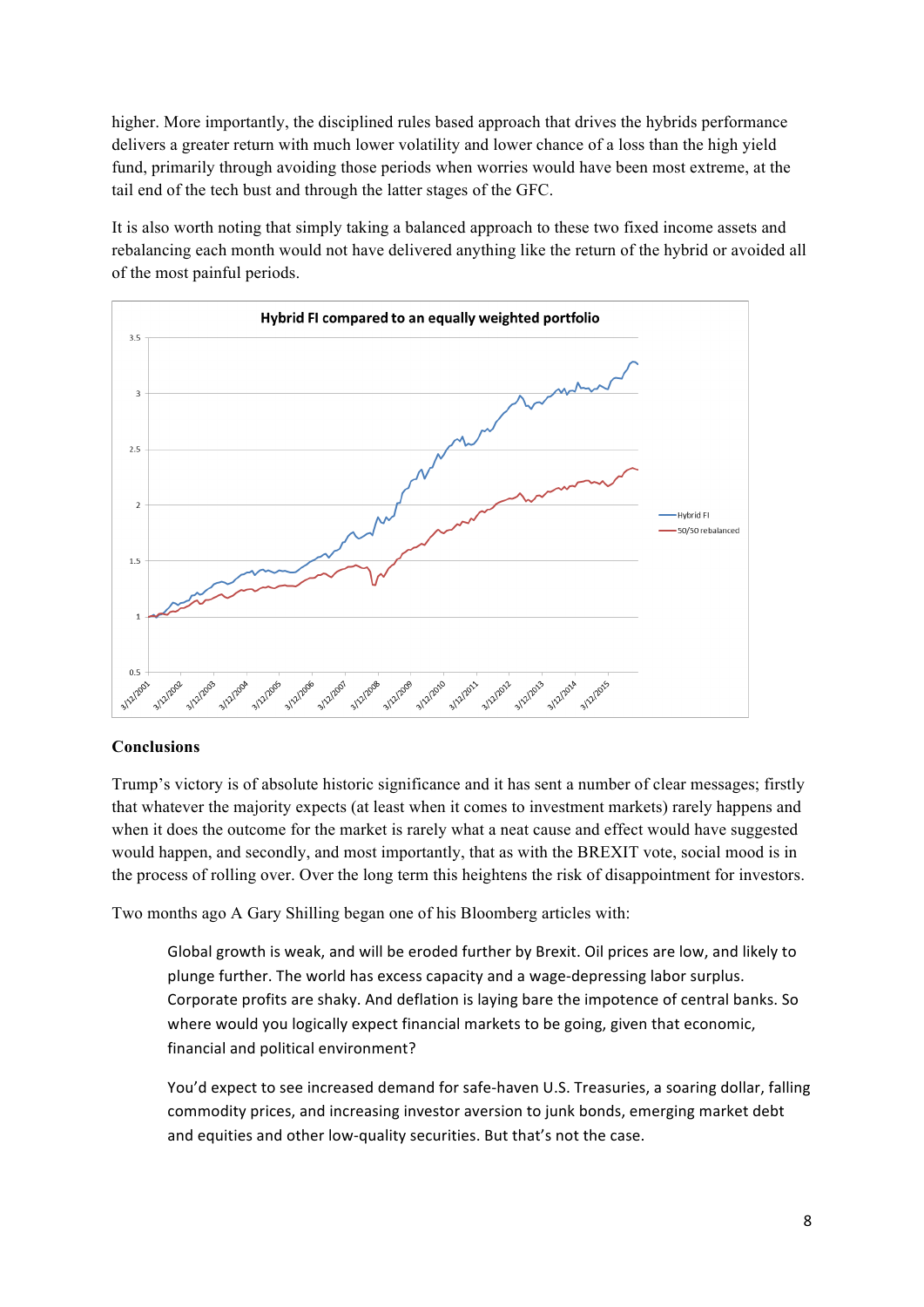higher. More importantly, the disciplined rules based approach that drives the hybrids performance delivers a greater return with much lower volatility and lower chance of a loss than the high yield fund, primarily through avoiding those periods when worries would have been most extreme, at the tail end of the tech bust and through the latter stages of the GFC.

It is also worth noting that simply taking a balanced approach to these two fixed income assets and rebalancing each month would not have delivered anything like the return of the hybrid or avoided all of the most painful periods.

**Hybrid FI compared to an equally weighted portfolio**

3.5
3
2.5
2
1.5
1
0.5

3/12/2001 3/12/2002 3/12/2003 3/12/2004 3/12/2005 3/12/2006 3/12/2007 3/12/2008 3/12/2009 3/12/2010 3/12/2011 3/12/2012 3/12/2013 3/12/2014 3/12/2015

Hybrid FI
50/50 rebalanced

**Conclusions**

Trump's victory is of absolute historic significance and it has sent a number of clear messages; firstly that whatever the majority expects (at least when it comes to investment markets) rarely happens and when it does the outcome for the market is rarely what a neat cause and effect would have suggested would happen, and secondly, and most importantly, that as with the BREXIT vote, social mood is in the process of rolling over. Over the long term this heightens the risk of disappointment for investors.

Two months ago A Gary Shilling began one of his Bloomberg articles with:

> Global growth is weak, and will be eroded further by Brexit. Oil prices are low, and likely to plunge further. The world has excess capacity and a wage-depressing labor surplus. Corporate profits are shaky. And deflation is laying bare the impotence of central banks. So where would you logically expect financial markets to be going, given that economic, financial and political environment?
>
> You'd expect to see increased demand for safe-haven U.S. Treasuries, a soaring dollar, falling commodity prices, and increasing investor aversion to junk bonds, emerging market debt and equities and other low-quality securities. But that's not the case.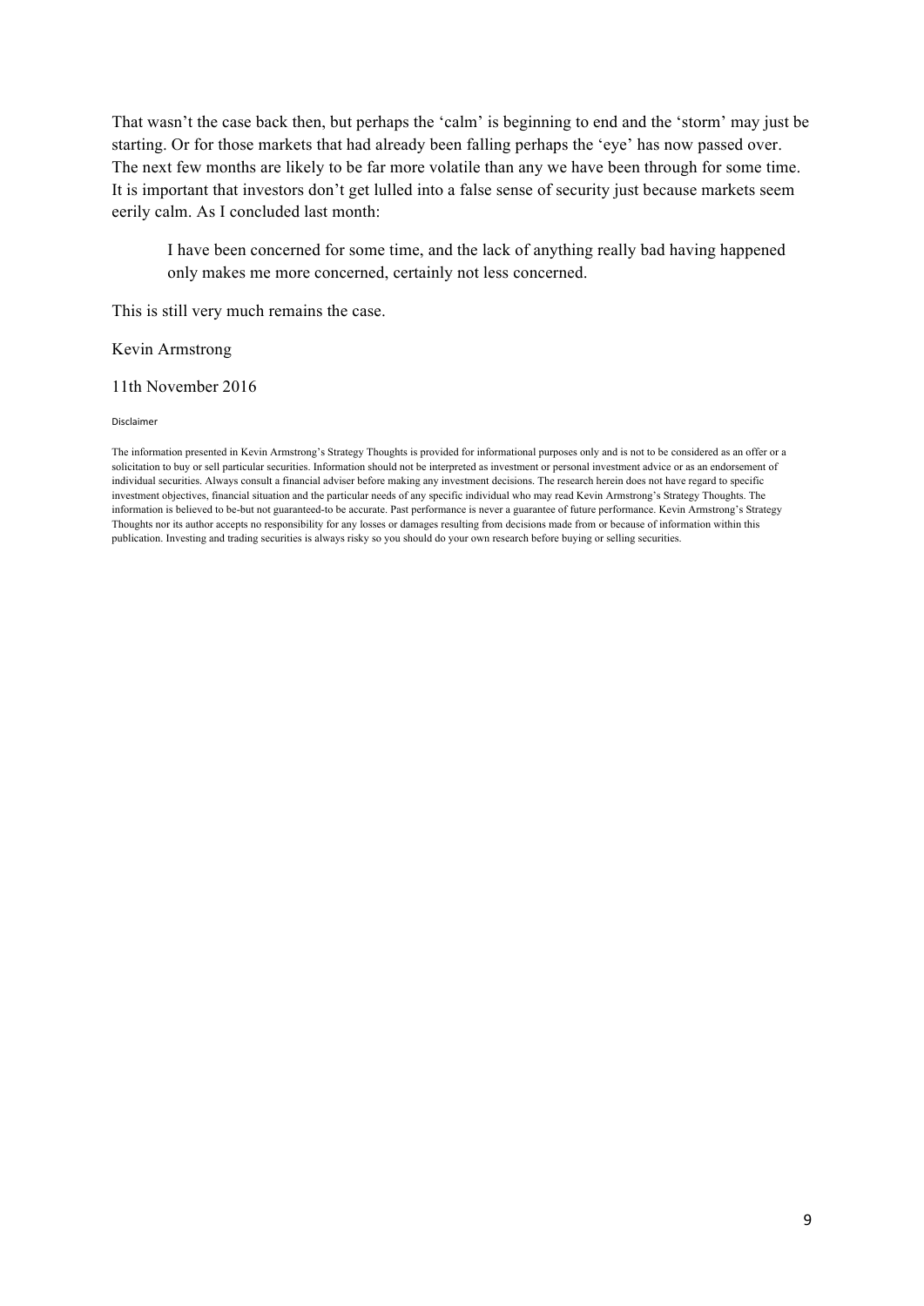That wasn't the case back then, but perhaps the 'calm' is beginning to end and the 'storm' may just be starting. Or for those markets that had already been falling perhaps the 'eye' has now passed over. The next few months are likely to be far more volatile than any we have been through for some time. It is important that investors don't get lulled into a false sense of security just because markets seem eerily calm. As I concluded last month:

> I have been concerned for some time, and the lack of anything really bad having happened only makes me more concerned, certainly not less concerned.

This is still very much remains the case.

Kevin Armstrong

11th November 2016

Disclaimer

The information presented in Kevin Armstrong's Strategy Thoughts is provided for informational purposes only and is not to be considered as an offer or a solicitation to buy or sell particular securities. Information should not be interpreted as investment or personal investment advice or as an endorsement of individual securities. Always consult a financial adviser before making any investment decisions. The research herein does not have regard to specific investment objectives, financial situation and the particular needs of any specific individual who may read Kevin Armstrong's Strategy Thoughts. The information is believed to be-but not guaranteed-to be accurate. Past performance is never a guarantee of future performance. Kevin Armstrong's Strategy Thoughts nor its author accepts no responsibility for any losses or damages resulting from decisions made from or because of information within this publication. Investing and trading securities is always risky so you should do your own research before buying or selling securities.